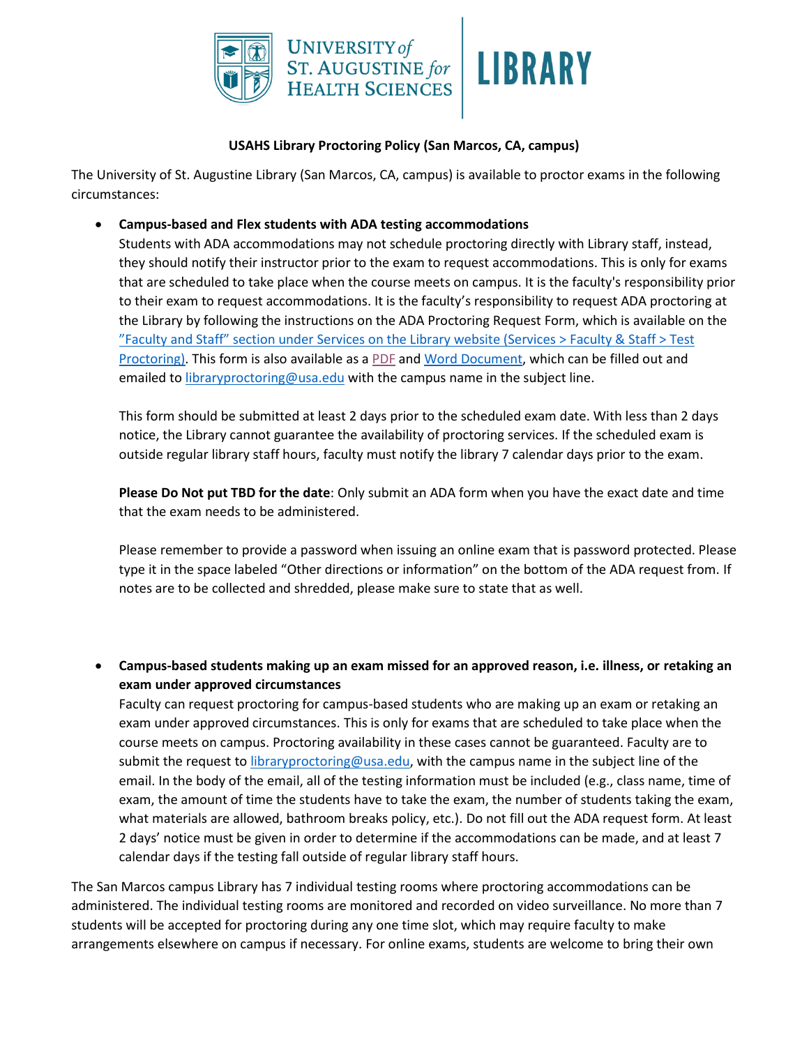**USAHS Library Proctoring Policy (San Marcos, CA, campus)**

The University of St. Augustine Library (San Marcos, CA, campus) is available to proctor exams in the following circumstances:

- **Campus-based and Flex students with ADA testing accommodations**
  Students with ADA accommodations may not schedule proctoring directly with Library staff, instead, they should notify their instructor prior to the exam to request accommodations. This is only for exams that are scheduled to take place when the course meets on campus. It is the faculty's responsibility prior to their exam to request accommodations. It is the faculty's responsibility to request ADA proctoring at the Library by following the instructions on the ADA Proctoring Request Form, which is available on the "Faculty and Staff" section under Services on the Library website (Services > Faculty & Staff > Test Proctoring). This form is also available as a PDF and Word Document, which can be filled out and emailed to libraryproctoring@usa.edu with the campus name in the subject line.

  This form should be submitted at least 2 days prior to the scheduled exam date. With less than 2 days notice, the Library cannot guarantee the availability of proctoring services. If the scheduled exam is outside regular library staff hours, faculty must notify the library 7 calendar days prior to the exam.

  **Please Do Not put TBD for the date**: Only submit an ADA form when you have the exact date and time that the exam needs to be administered.

  Please remember to provide a password when issuing an online exam that is password protected. Please type it in the space labeled "Other directions or information" on the bottom of the ADA request from. If notes are to be collected and shredded, please make sure to state that as well.

- **Campus-based students making up an exam missed for an approved reason, i.e. illness, or retaking an exam under approved circumstances**
  Faculty can request proctoring for campus-based students who are making up an exam or retaking an exam under approved circumstances. This is only for exams that are scheduled to take place when the course meets on campus. Proctoring availability in these cases cannot be guaranteed. Faculty are to submit the request to libraryproctoring@usa.edu, with the campus name in the subject line of the email. In the body of the email, all of the testing information must be included (e.g., class name, time of exam, the amount of time the students have to take the exam, the number of students taking the exam, what materials are allowed, bathroom breaks policy, etc.). Do not fill out the ADA request form. At least 2 days' notice must be given in order to determine if the accommodations can be made, and at least 7 calendar days if the testing fall outside of regular library staff hours.

The San Marcos campus Library has 7 individual testing rooms where proctoring accommodations can be administered. The individual testing rooms are monitored and recorded on video surveillance. No more than 7 students will be accepted for proctoring during any one time slot, which may require faculty to make arrangements elsewhere on campus if necessary. For online exams, students are welcome to bring their own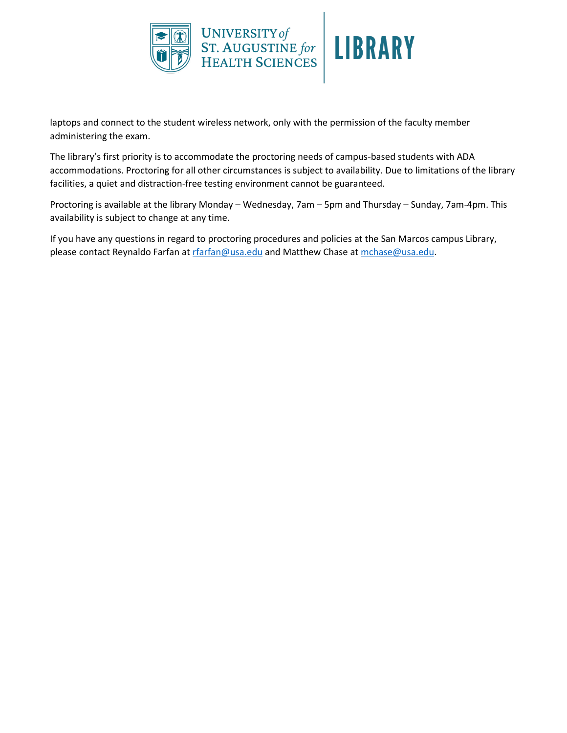laptops and connect to the student wireless network, only with the permission of the faculty member administering the exam.

The library's first priority is to accommodate the proctoring needs of campus-based students with ADA accommodations. Proctoring for all other circumstances is subject to availability. Due to limitations of the library facilities, a quiet and distraction-free testing environment cannot be guaranteed.

Proctoring is available at the library Monday – Wednesday, 7am – 5pm and Thursday – Sunday, 7am-4pm. This availability is subject to change at any time.

If you have any questions in regard to proctoring procedures and policies at the San Marcos campus Library, please contact Reynaldo Farfan at rfarfan@usa.edu and Matthew Chase at mchase@usa.edu.